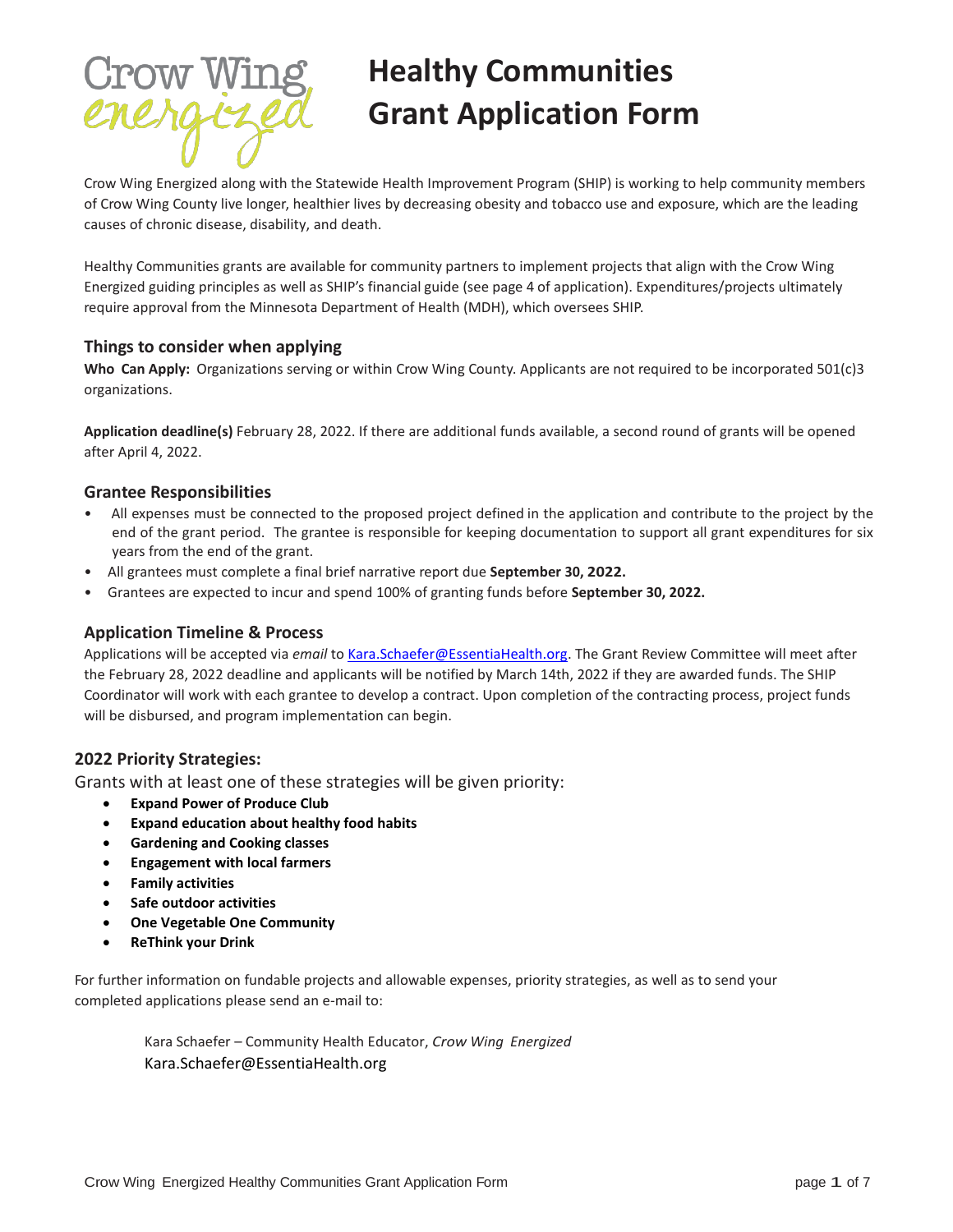# Healthy Communities Grant Application Form

Crow Wing Energized along with the Statewide Health Improvement Program (SHIP) is working to help community members of Crow Wing County live longer, healthier lives by decreasing obesity and tobacco use and exposure, which are the leading causes of chronic disease, disability, and death.

Healthy Communities grants are available for community partners to implement projects that align with the Crow Wing Energized guiding principles as well as SHIP's financial guide (see page 4 of application). Expenditures/projects ultimately require approval from the Minnesota Department of Health (MDH), which oversees SHIP.

## Things to consider when applying

**Who Can Apply:** Organizations serving or within Crow Wing County. Applicants are not required to be incorporated 501(c)3 organizations.

**Application deadline(s)** February 28, 2022. If there are additional funds available, a second round of grants will be opened after April 4, 2022.

## Grantee Responsibilities

- All expenses must be connected to the proposed project defined in the application and contribute to the project by the end of the grant period. The grantee is responsible for keeping documentation to support all grant expenditures for six years from the end of the grant.
- All grantees must complete a final brief narrative report due **September 30, 2022.**
- Grantees are expected to incur and spend 100% of granting funds before **September 30, 2022.**

## Application Timeline & Process

Applications will be accepted via *email* to Kara.Schaefer@EssentiaHealth.org. The Grant Review Committee will meet after the February 28, 2022 deadline and applicants will be notified by March 14th, 2022 if they are awarded funds. The SHIP Coordinator will work with each grantee to develop a contract. Upon completion of the contracting process, project funds will be disbursed, and program implementation can begin.

## 2022 Priority Strategies:

Grants with at least one of these strategies will be given priority:

- **Expand Power of Produce Club**
- **Expand education about healthy food habits**
- **Gardening and Cooking classes**
- **Engagement with local farmers**
- **Family activities**
- **Safe outdoor activities**
- **One Vegetable One Community**
- **ReThink your Drink**

For further information on fundable projects and allowable expenses, priority strategies, as well as to send your completed applications please send an e-mail to:

Kara Schaefer – Community Health Educator, *Crow Wing Energized*
Kara.Schaefer@EssentiaHealth.org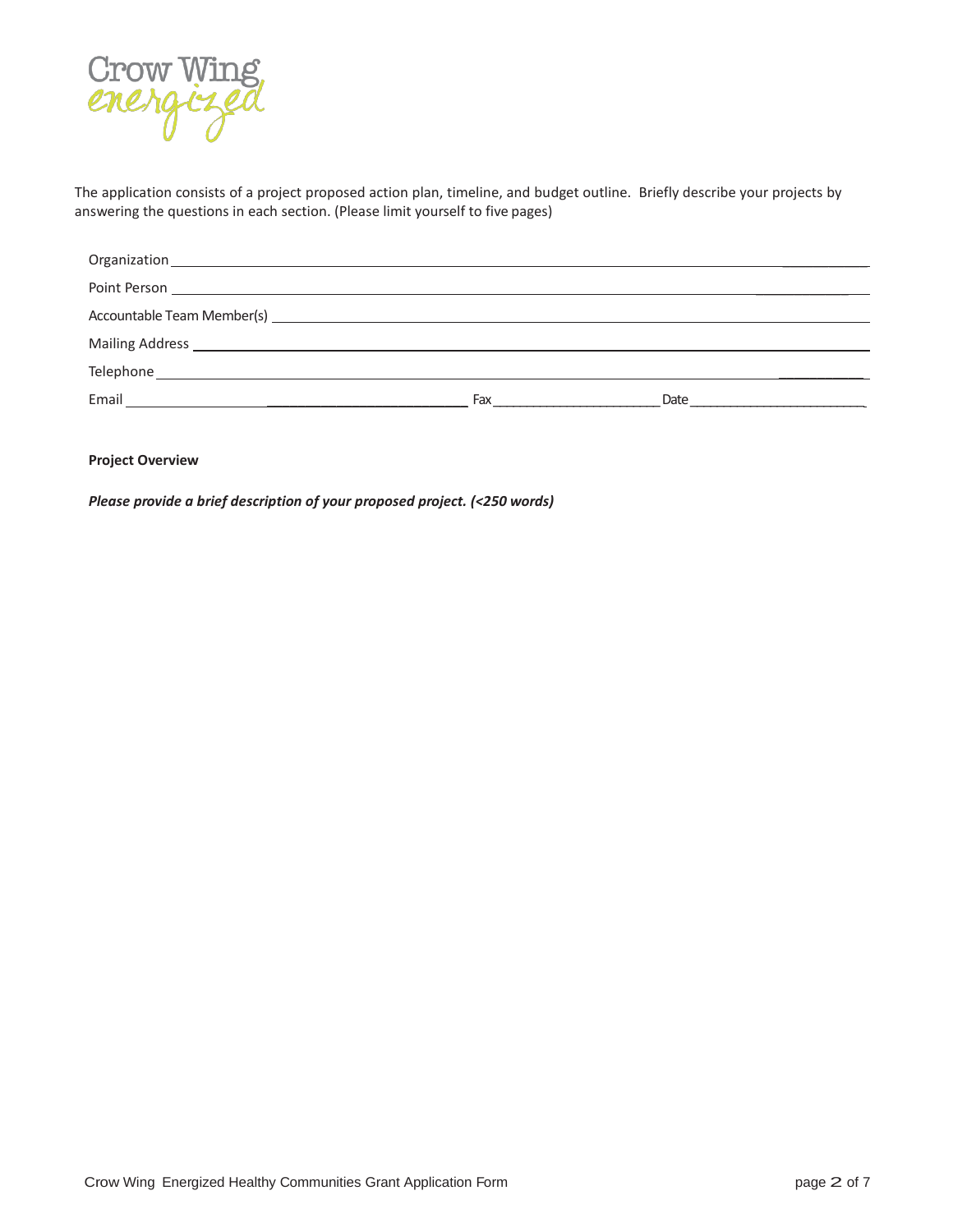Crow Wing energized

The application consists of a project proposed action plan, timeline, and budget outline. Briefly describe your projects by answering the questions in each section. (Please limit yourself to five pages)

Organization ___________________________________________________________________________

Point Person ___________________________________________________________________________

Accountable Team Member(s) _____________________________________________________________

Mailing Address _________________________________________________________________________

Telephone _____________________________________________________________________________

Email ______________________________ Fax ______________________ Date ______________________

**Project Overview**

***Please provide a brief description of your proposed project. (<250 words)***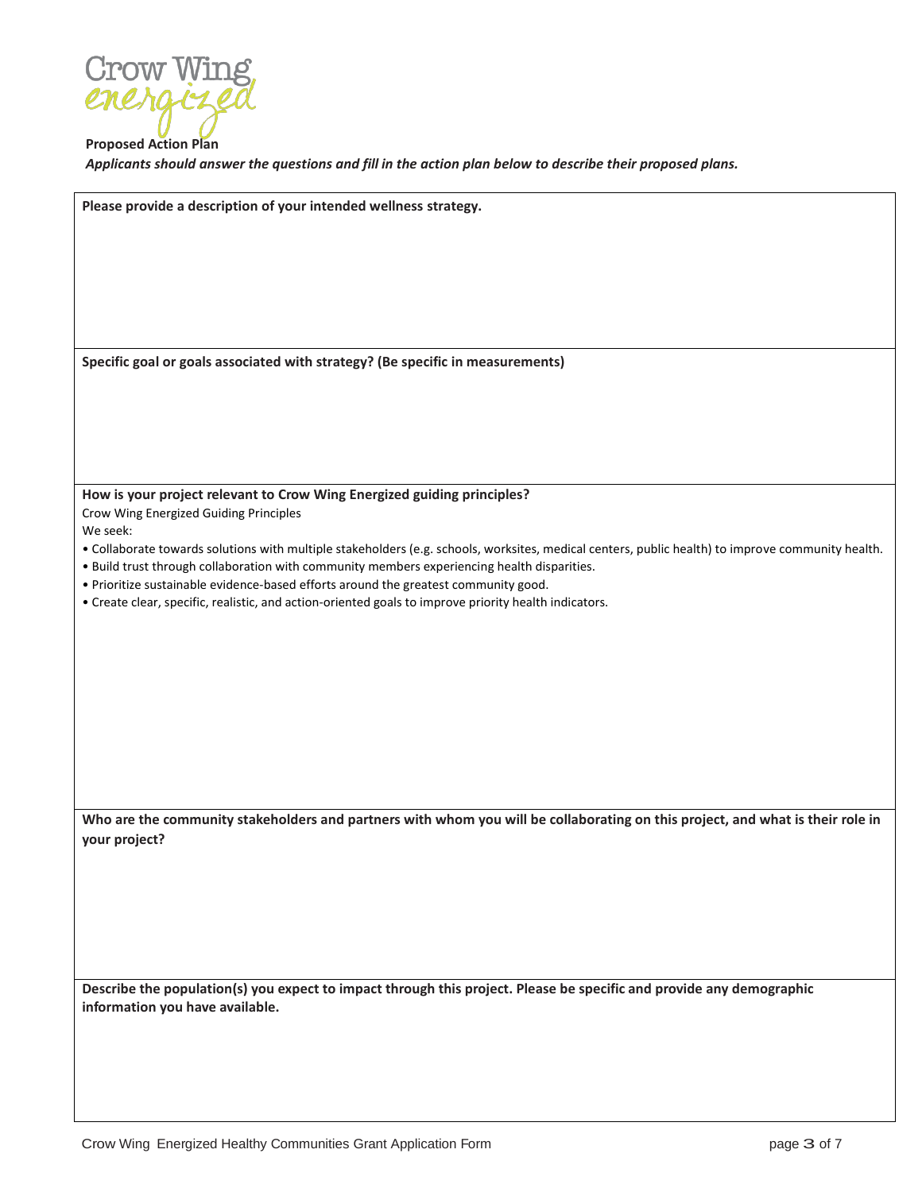**Proposed Action Plan**

***Applicants should answer the questions and fill in the action plan below to describe their proposed plans.***

**Please provide a description of your intended wellness strategy.**

**Specific goal or goals associated with strategy? (Be specific in measurements)**

**How is your project relevant to Crow Wing Energized guiding principles?**

Crow Wing Energized Guiding Principles

We seek:

- Collaborate towards solutions with multiple stakeholders (e.g. schools, worksites, medical centers, public health) to improve community health.
- Build trust through collaboration with community members experiencing health disparities.
- Prioritize sustainable evidence-based efforts around the greatest community good.
- Create clear, specific, realistic, and action-oriented goals to improve priority health indicators.

**Who are the community stakeholders and partners with whom you will be collaborating on this project, and what is their role in your project?**

**Describe the population(s) you expect to impact through this project. Please be specific and provide any demographic information you have available.**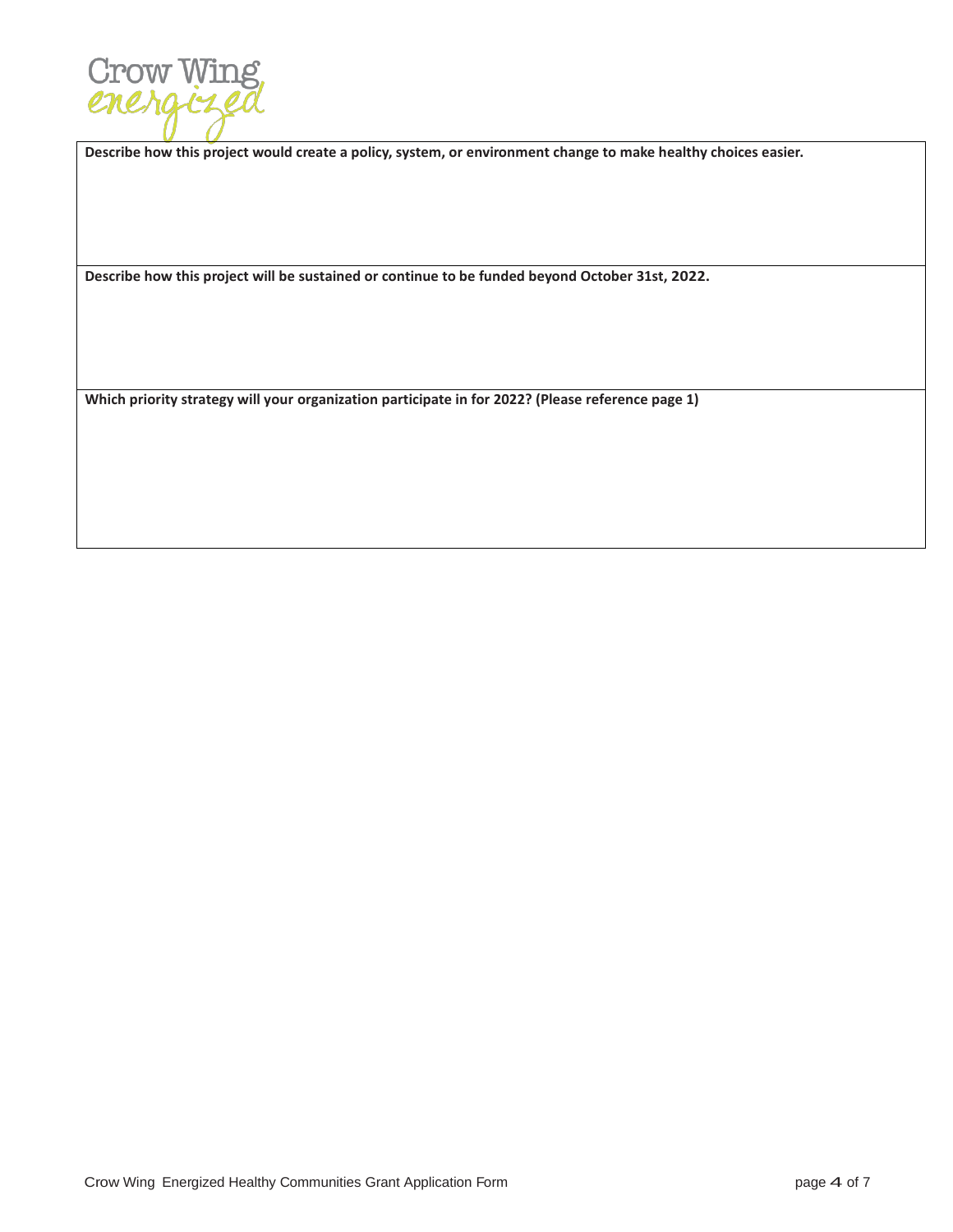**Describe how this project would create a policy, system, or environment change to make healthy choices easier.**

**Describe how this project will be sustained or continue to be funded beyond October 31st, 2022.**

**Which priority strategy will your organization participate in for 2022? (Please reference page 1)**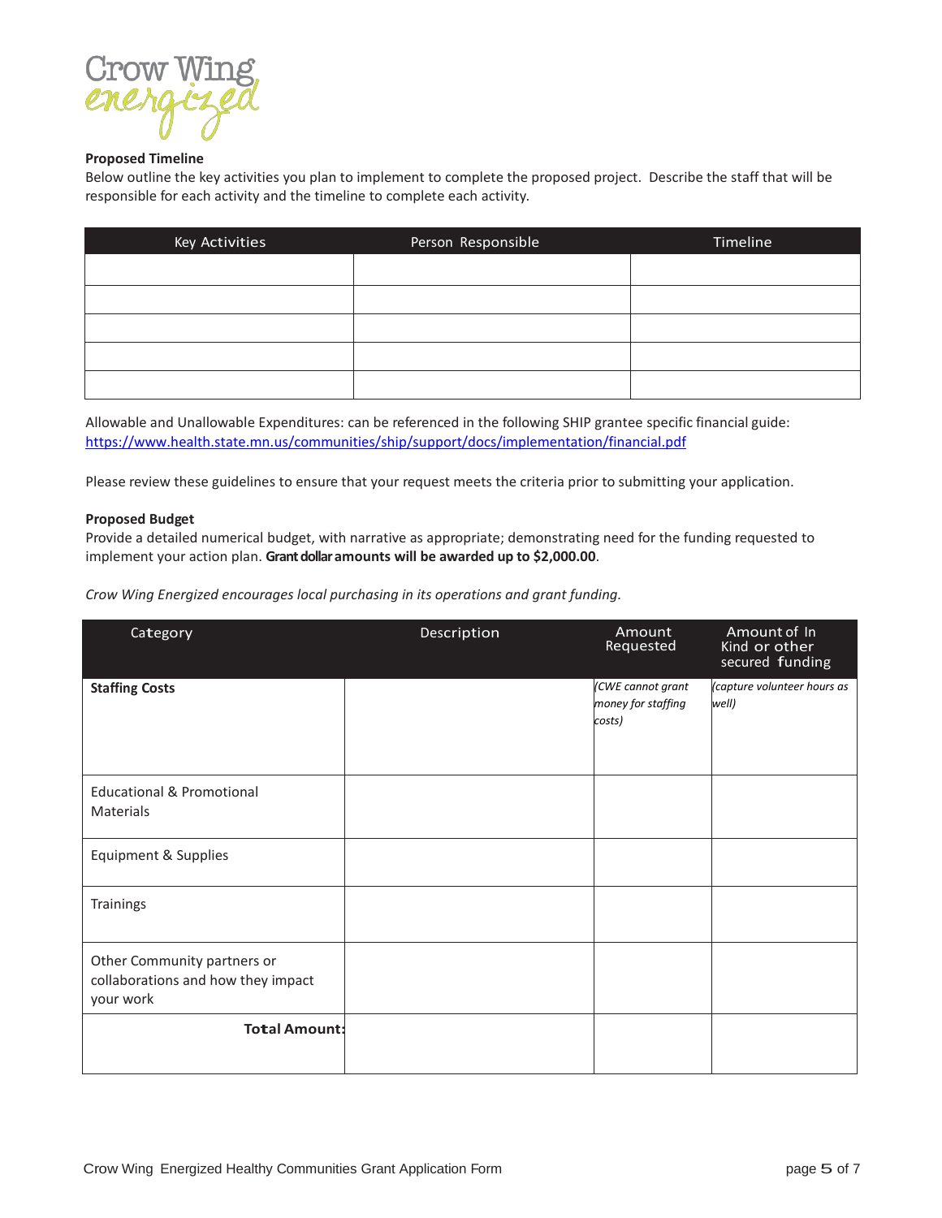**Proposed Timeline**

Below outline the key activities you plan to implement to complete the proposed project. Describe the staff that will be responsible for each activity and the timeline to complete each activity.

| Key Activities | Person Responsible | Timeline |
|---|---|---|
| | | |
| | | |
| | | |
| | | |
| | | |

Allowable and Unallowable Expenditures: can be referenced in the following SHIP grantee specific financial guide: https://www.health.state.mn.us/communities/ship/support/docs/implementation/financial.pdf

Please review these guidelines to ensure that your request meets the criteria prior to submitting your application.

**Proposed Budget**

Provide a detailed numerical budget, with narrative as appropriate; demonstrating need for the funding requested to implement your action plan. **Grant dollar amounts will be awarded up to $2,000.00**.

*Crow Wing Energized encourages local purchasing in its operations and grant funding.*

| Category | Description | Amount Requested | Amount of In Kind or other secured funding |
|---|---|---|---|
| **Staffing Costs** | | *(CWE cannot grant money for staffing costs)* | *(capture volunteer hours as well)* |
| Educational & Promotional Materials | | | |
| Equipment & Supplies | | | |
| Trainings | | | |
| Other Community partners or collaborations and how they impact your work | | | |
| **Total Amount:** | | | |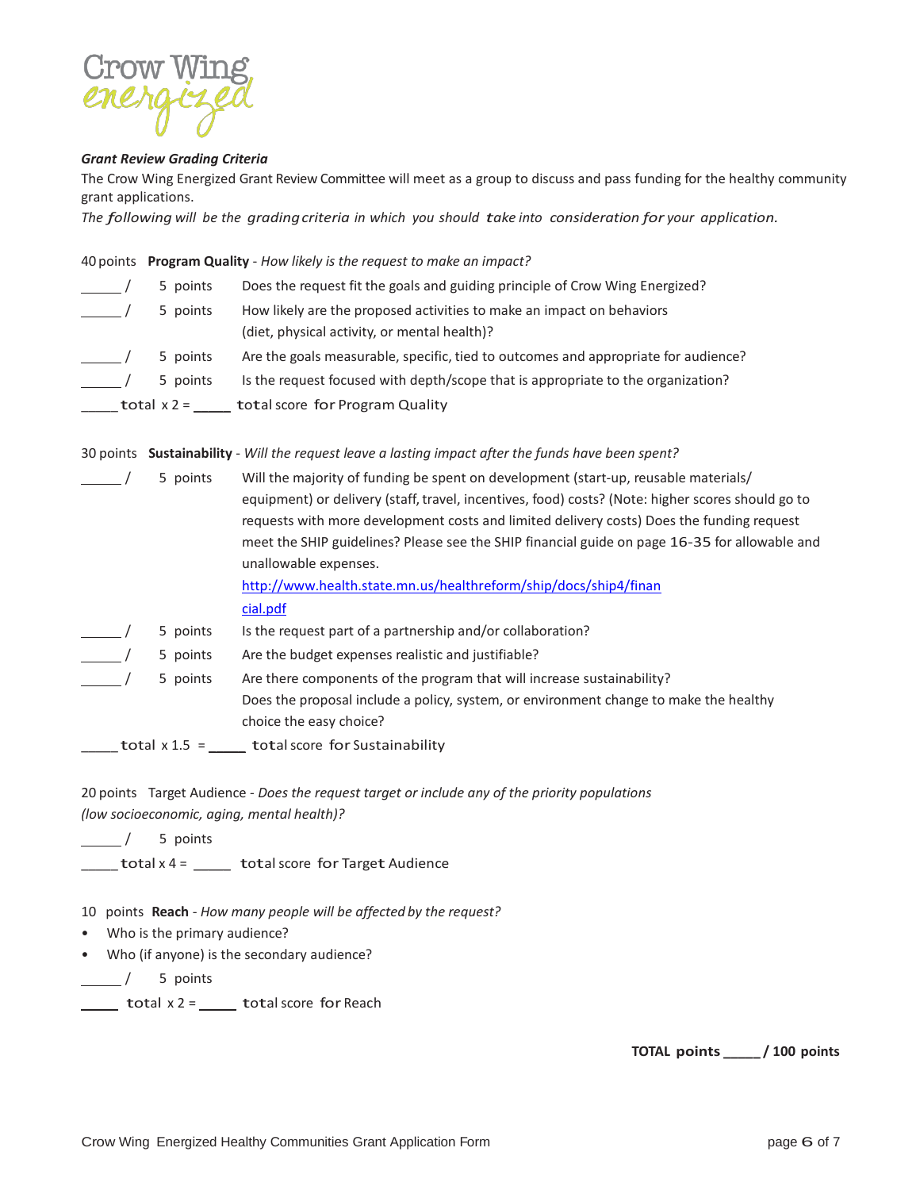Crow Wing energized

***Grant Review Grading Criteria***

The Crow Wing Energized Grant Review Committee will meet as a group to discuss and pass funding for the healthy community grant applications.

*The following will be the grading criteria in which you should take into consideration for your application.*

40 points **Program Quality** - *How likely is the request to make an impact?*

_____ / 5 points Does the request fit the goals and guiding principle of Crow Wing Energized?

_____ / 5 points How likely are the proposed activities to make an impact on behaviors (diet, physical activity, or mental health)?

_____ / 5 points Are the goals measurable, specific, tied to outcomes and appropriate for audience?

_____ / 5 points Is the request focused with depth/scope that is appropriate to the organization?

_____ total x 2 = _____ total score for Program Quality

30 points **Sustainability** - *Will the request leave a lasting impact after the funds have been spent?*

_____ / 5 points Will the majority of funding be spent on development (start-up, reusable materials/ equipment) or delivery (staff, travel, incentives, food) costs? (Note: higher scores should go to requests with more development costs and limited delivery costs) Does the funding request meet the SHIP guidelines? Please see the SHIP financial guide on page 16-35 for allowable and unallowable expenses.
http://www.health.state.mn.us/healthreform/ship/docs/ship4/financial.pdf

_____ / 5 points Is the request part of a partnership and/or collaboration?

_____ / 5 points Are the budget expenses realistic and justifiable?

_____ / 5 points Are there components of the program that will increase sustainability? Does the proposal include a policy, system, or environment change to make the healthy choice the easy choice?

_____ total x 1.5 = _____ total score for Sustainability

20 points Target Audience - *Does the request target or include any of the priority populations (low socioeconomic, aging, mental health)?*

_____ / 5 points

_____ total x 4 = _____ total score for Target Audience

10 points **Reach** - *How many people will be affected by the request?*

- Who is the primary audience?
- Who (if anyone) is the secondary audience?

_____ / 5 points

_____ total x 2 = _____ total score for Reach

**TOTAL points _____ / 100 points**

Crow Wing Energized Healthy Communities Grant Application Form